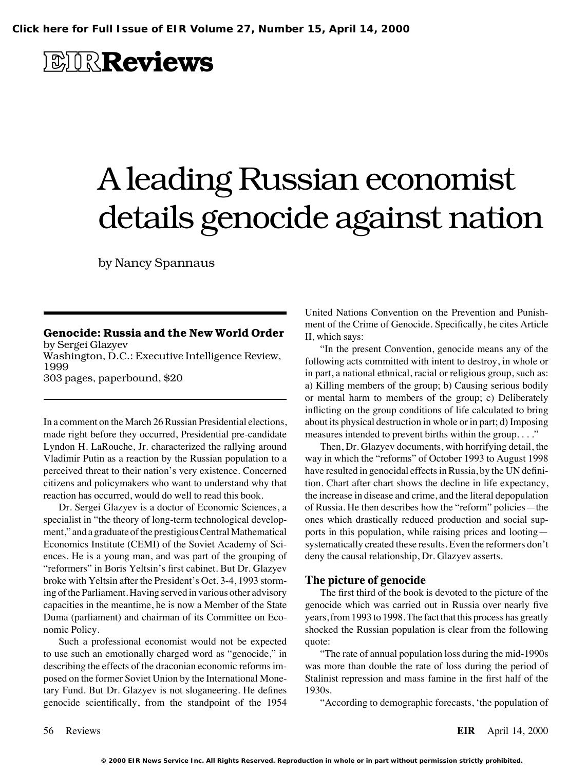# EIR Reviews

# A leading Russian economist details genocide against nation

by Nancy Spannaus

**Genocide: Russia and the New World Order**
by Sergei Glazyev
Washington, D.C.: Executive Intelligence Review, 1999
303 pages, paperbound, $20

In a comment on the March 26 Russian Presidential elections, made right before they occurred, Presidential pre-candidate Lyndon H. LaRouche, Jr. characterized the rallying around Vladimir Putin as a reaction by the Russian population to a perceived threat to their nation's very existence. Concerned citizens and policymakers who want to understand why that reaction has occurred, would do well to read this book.

Dr. Sergei Glazyev is a doctor of Economic Sciences, a specialist in "the theory of long-term technological development," and a graduate of the prestigious Central Mathematical Economics Institute (CEMI) of the Soviet Academy of Sciences. He is a young man, and was part of the grouping of "reformers" in Boris Yeltsin's first cabinet. But Dr. Glazyev broke with Yeltsin after the President's Oct. 3-4, 1993 storming of the Parliament. Having served in various other advisory capacities in the meantime, he is now a Member of the State Duma (parliament) and chairman of its Committee on Economic Policy.

Such a professional economist would not be expected to use such an emotionally charged word as "genocide," in describing the effects of the draconian economic reforms imposed on the former Soviet Union by the International Monetary Fund. But Dr. Glazyev is not sloganeering. He defines genocide scientifically, from the standpoint of the 1954 United Nations Convention on the Prevention and Punishment of the Crime of Genocide. Specifically, he cites Article II, which says:

"In the present Convention, genocide means any of the following acts committed with intent to destroy, in whole or in part, a national ethnical, racial or religious group, such as: a) Killing members of the group; b) Causing serious bodily or mental harm to members of the group; c) Deliberately inflicting on the group conditions of life calculated to bring about its physical destruction in whole or in part; d) Imposing measures intended to prevent births within the group. . . ."

Then, Dr. Glazyev documents, with horrifying detail, the way in which the "reforms" of October 1993 to August 1998 have resulted in genocidal effects in Russia, by the UN definition. Chart after chart shows the decline in life expectancy, the increase in disease and crime, and the literal depopulation of Russia. He then describes how the "reform" policies—the ones which drastically reduced production and social supports in this population, while raising prices and looting—systematically created these results. Even the reformers don't deny the causal relationship, Dr. Glazyev asserts.

## The picture of genocide

The first third of the book is devoted to the picture of the genocide which was carried out in Russia over nearly five years, from 1993 to 1998. The fact that this process has greatly shocked the Russian population is clear from the following quote:

"The rate of annual population loss during the mid-1990s was more than double the rate of loss during the period of Stalinist repression and mass famine in the first half of the 1930s.

"According to demographic forecasts, 'the population of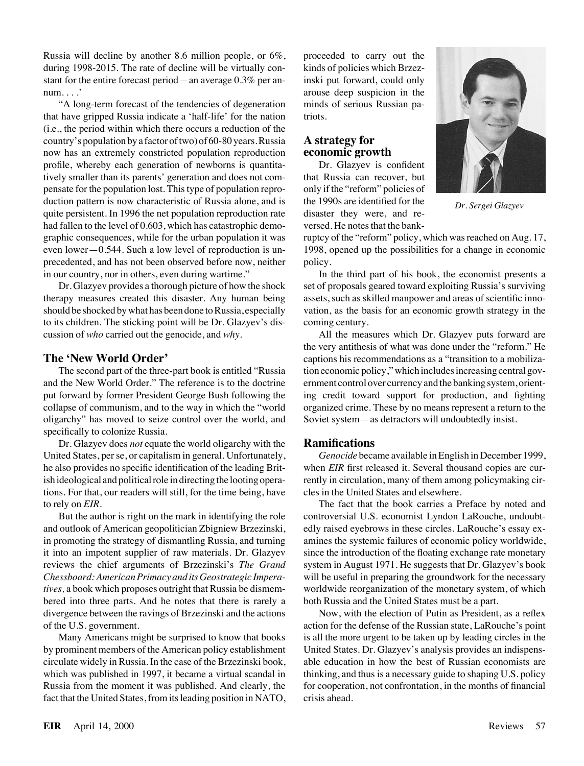Russia will decline by another 8.6 million people, or 6%, during 1998-2015. The rate of decline will be virtually constant for the entire forecast period—an average 0.3% per annum. . . .'

"A long-term forecast of the tendencies of degeneration that have gripped Russia indicate a 'half-life' for the nation (i.e., the period within which there occurs a reduction of the country's population by a factor of two) of 60-80 years. Russia now has an extremely constricted population reproduction profile, whereby each generation of newborns is quantitatively smaller than its parents' generation and does not compensate for the population lost. This type of population reproduction pattern is now characteristic of Russia alone, and is quite persistent. In 1996 the net population reproduction rate had fallen to the level of 0.603, which has catastrophic demographic consequences, while for the urban population it was even lower—0.544. Such a low level of reproduction is unprecedented, and has not been observed before now, neither in our country, nor in others, even during wartime."

Dr. Glazyev provides a thorough picture of how the shock therapy measures created this disaster. Any human being should be shocked by what has been done to Russia, especially to its children. The sticking point will be Dr. Glazyev's discussion of *who* carried out the genocide, and *why*.

## The 'New World Order'

The second part of the three-part book is entitled "Russia and the New World Order." The reference is to the doctrine put forward by former President George Bush following the collapse of communism, and to the way in which the "world oligarchy" has moved to seize control over the world, and specifically to colonize Russia.

Dr. Glazyev does *not* equate the world oligarchy with the United States, per se, or capitalism in general. Unfortunately, he also provides no specific identification of the leading British ideological and political role in directing the looting operations. For that, our readers will still, for the time being, have to rely on *EIR*.

But the author is right on the mark in identifying the role and outlook of American geopolitician Zbigniew Brzezinski, in promoting the strategy of dismantling Russia, and turning it into an impotent supplier of raw materials. Dr. Glazyev reviews the chief arguments of Brzezinski's *The Grand Chessboard: American Primacy and its Geostrategic Imperatives,* a book which proposes outright that Russia be dismembered into three parts. And he notes that there is rarely a divergence between the ravings of Brzezinski and the actions of the U.S. government.

Many Americans might be surprised to know that books by prominent members of the American policy establishment circulate widely in Russia. In the case of the Brzezinski book, which was published in 1997, it became a virtual scandal in Russia from the moment it was published. And clearly, the fact that the United States, from its leading position in NATO, proceeded to carry out the kinds of policies which Brzezinski put forward, could only arouse deep suspicion in the minds of serious Russian patriots.

*Dr. Sergei Glazyev*

## A strategy for economic growth

Dr. Glazyev is confident that Russia can recover, but only if the "reform" policies of the 1990s are identified for the disaster they were, and reversed. He notes that the bankruptcy of the "reform" policy, which was reached on Aug. 17, 1998, opened up the possibilities for a change in economic policy.

In the third part of his book, the economist presents a set of proposals geared toward exploiting Russia's surviving assets, such as skilled manpower and areas of scientific innovation, as the basis for an economic growth strategy in the coming century.

All the measures which Dr. Glazyev puts forward are the very antithesis of what was done under the "reform." He captions his recommendations as a "transition to a mobilization economic policy," which includes increasing central government control over currency and the banking system, orienting credit toward support for production, and fighting organized crime. These by no means represent a return to the Soviet system—as detractors will undoubtedly insist.

## Ramifications

*Genocide* became available in English in December 1999, when *EIR* first released it. Several thousand copies are currently in circulation, many of them among policymaking circles in the United States and elsewhere.

The fact that the book carries a Preface by noted and controversial U.S. economist Lyndon LaRouche, undoubtedly raised eyebrows in these circles. LaRouche's essay examines the systemic failures of economic policy worldwide, since the introduction of the floating exchange rate monetary system in August 1971. He suggests that Dr. Glazyev's book will be useful in preparing the groundwork for the necessary worldwide reorganization of the monetary system, of which both Russia and the United States must be a part.

Now, with the election of Putin as President, as a reflex action for the defense of the Russian state, LaRouche's point is all the more urgent to be taken up by leading circles in the United States. Dr. Glazyev's analysis provides an indispensable education in how the best of Russian economists are thinking, and thus is a necessary guide to shaping U.S. policy for cooperation, not confrontation, in the months of financial crisis ahead.